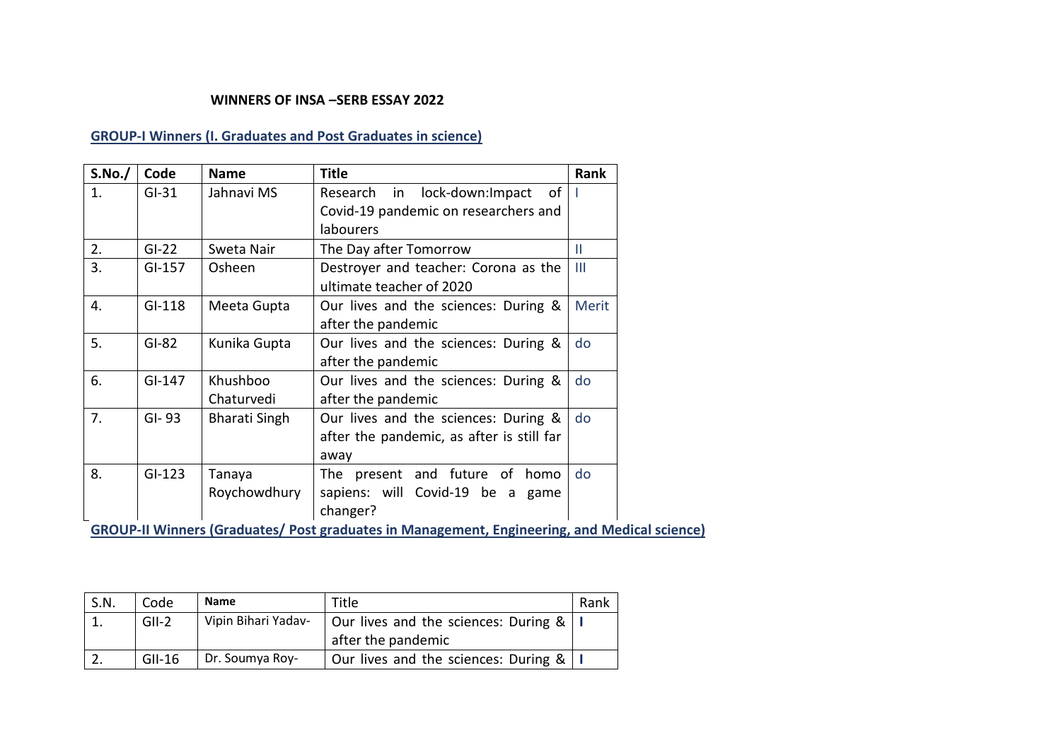**WINNERS OF INSA –SERB ESSAY 2022**

**GROUP-I Winners (I. Graduates and Post Graduates in science)**

| S.No./ | Code | Name | Title | Rank |
|---|---|---|---|---|
| 1. | GI-31 | Jahnavi MS | Research in lock-down:Impact of Covid-19 pandemic on researchers and labourers | I |
| 2. | GI-22 | Sweta Nair | The Day after Tomorrow | II |
| 3. | GI-157 | Osheen | Destroyer and teacher: Corona as the ultimate teacher of 2020 | III |
| 4. | GI-118 | Meeta Gupta | Our lives and the sciences: During & after the pandemic | Merit |
| 5. | GI-82 | Kunika Gupta | Our lives and the sciences: During & after the pandemic | do |
| 6. | GI-147 | Khushboo Chaturvedi | Our lives and the sciences: During & after the pandemic | do |
| 7. | GI- 93 | Bharati Singh | Our lives and the sciences: During & after the pandemic, as after is still far away | do |
| 8. | GI-123 | Tanaya Roychowdhury | The present and future of homo sapiens: will Covid-19 be a game changer? | do |

**GROUP-II Winners (Graduates/ Post graduates in Management, Engineering, and Medical science)**

| S.N. | Code | Name | Title | Rank |
|---|---|---|---|---|
| 1. | GII-2 | Vipin Bihari Yadav- | Our lives and the sciences: During & after the pandemic | **I** |
| 2. | GII-16 | Dr. Soumya Roy- | Our lives and the sciences: During & | **I** |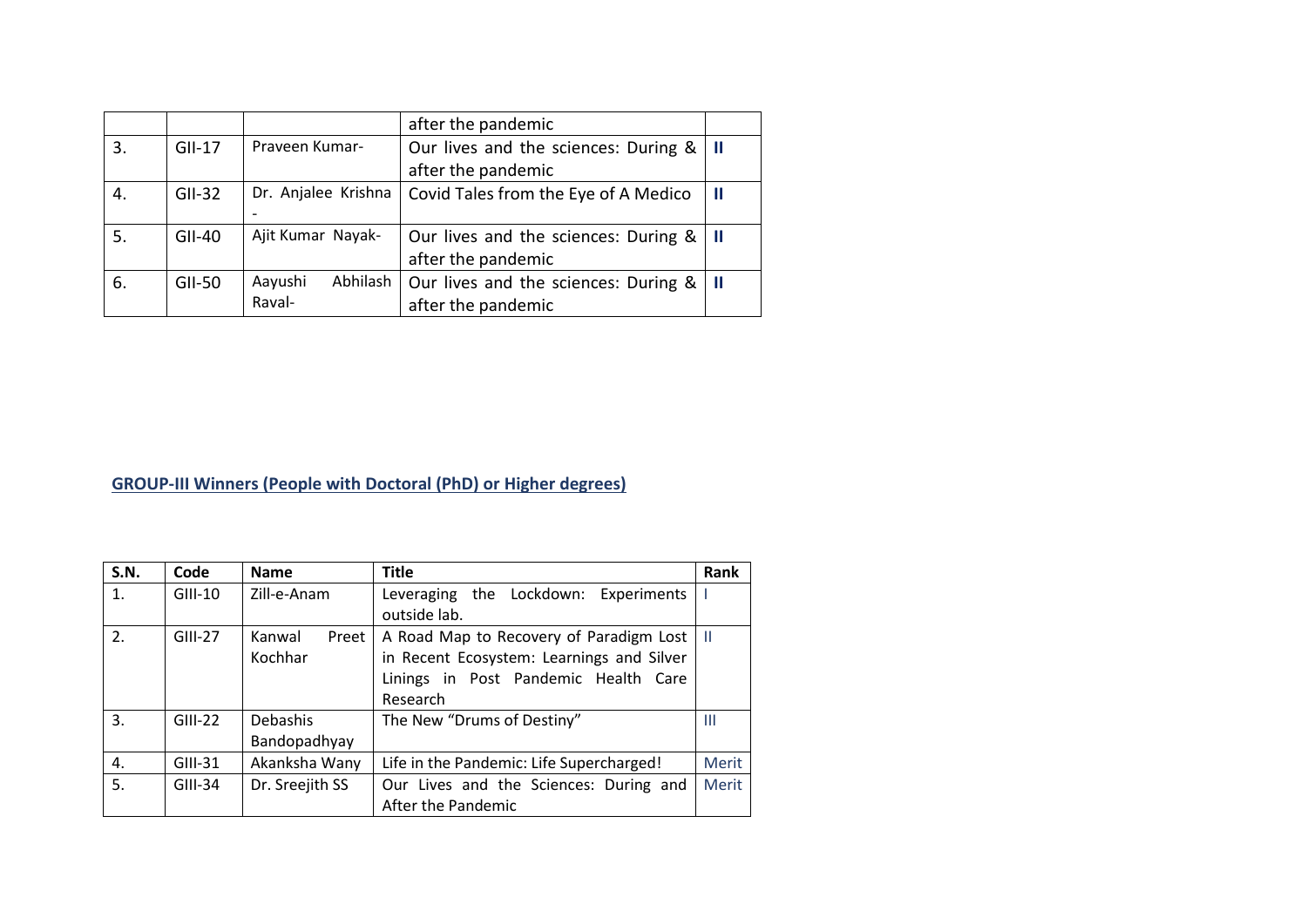| | | | after the pandemic | |
|---|---|---|---|---|
| 3. | GII-17 | Praveen Kumar- | Our lives and the sciences: During & after the pandemic | **II** |
| 4. | GII-32 | Dr. Anjalee Krishna - | Covid Tales from the Eye of A Medico | **II** |
| 5. | GII-40 | Ajit Kumar Nayak- | Our lives and the sciences: During & after the pandemic | **II** |
| 6. | GII-50 | Aayushi Abhilash Raval- | Our lives and the sciences: During & after the pandemic | **II** |

## GROUP-III Winners (People with Doctoral (PhD) or Higher degrees)

| S.N. | Code | Name | Title | Rank |
|---|---|---|---|---|
| 1. | GIII-10 | Zill-e-Anam | Leveraging the Lockdown: Experiments outside lab. | I |
| 2. | GIII-27 | Kanwal Preet Kochhar | A Road Map to Recovery of Paradigm Lost in Recent Ecosystem: Learnings and Silver Linings in Post Pandemic Health Care Research | II |
| 3. | GIII-22 | Debashis Bandopadhyay | The New "Drums of Destiny" | III |
| 4. | GIII-31 | Akanksha Wany | Life in the Pandemic: Life Supercharged! | Merit |
| 5. | GIII-34 | Dr. Sreejith SS | Our Lives and the Sciences: During and After the Pandemic | Merit |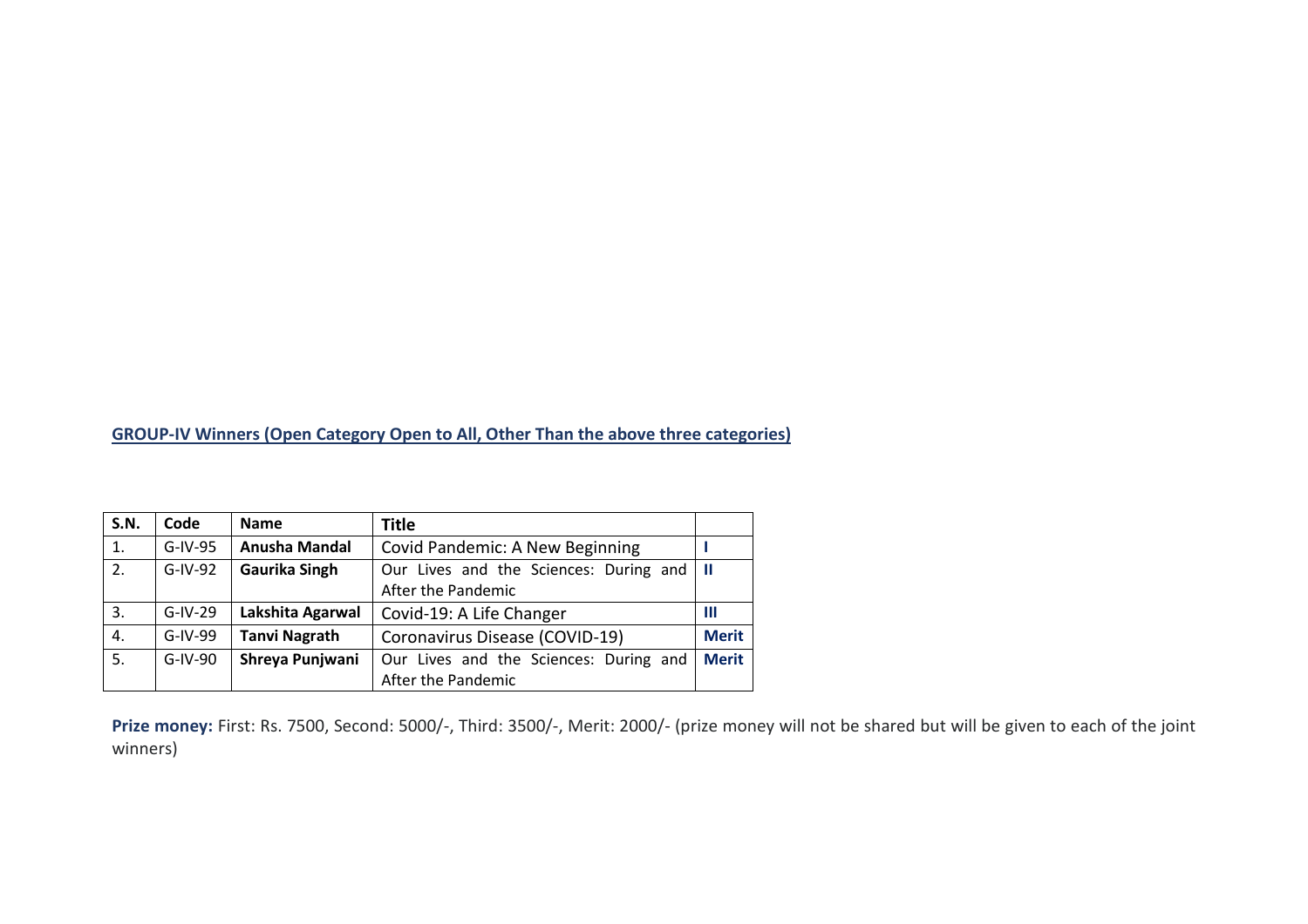**GROUP-IV Winners (Open Category Open to All, Other Than the above three categories)**

| S.N. | Code | Name | Title | |
|---|---|---|---|---|
| 1. | G-IV-95 | **Anusha Mandal** | Covid Pandemic: A New Beginning | **I** |
| 2. | G-IV-92 | **Gaurika Singh** | Our Lives and the Sciences: During and After the Pandemic | **II** |
| 3. | G-IV-29 | **Lakshita Agarwal** | Covid-19: A Life Changer | **III** |
| 4. | G-IV-99 | **Tanvi Nagrath** | Coronavirus Disease (COVID-19) | **Merit** |
| 5. | G-IV-90 | **Shreya Punjwani** | Our Lives and the Sciences: During and After the Pandemic | **Merit** |

**Prize money:** First: Rs. 7500, Second: 5000/-, Third: 3500/-, Merit: 2000/- (prize money will not be shared but will be given to each of the joint winners)